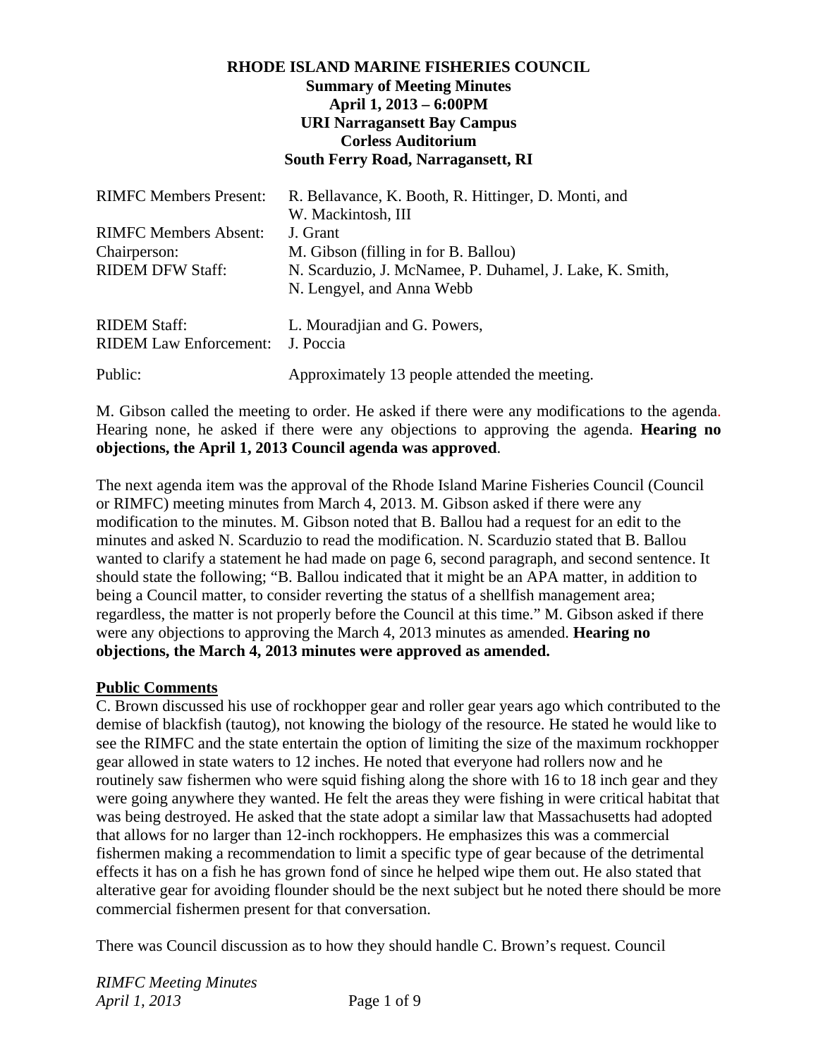**RHODE ISLAND MARINE FISHERIES COUNCIL**
**Summary of Meeting Minutes**
**April 1, 2013 – 6:00PM**
**URI Narragansett Bay Campus**
**Corless Auditorium**
**South Ferry Road, Narragansett, RI**

| | |
|---|---|
| RIMFC Members Present: | R. Bellavance, K. Booth, R. Hittinger, D. Monti, and W. Mackintosh, III |
| RIMFC Members Absent: | J. Grant |
| Chairperson: | M. Gibson (filling in for B. Ballou) |
| RIDEM DFW Staff: | N. Scarduzio, J. McNamee, P. Duhamel, J. Lake, K. Smith, N. Lengyel, and Anna Webb |
| RIDEM Staff: | L. Mouradjian and G. Powers, |
| RIDEM Law Enforcement: | J. Poccia |
| Public: | Approximately 13 people attended the meeting. |

M. Gibson called the meeting to order. He asked if there were any modifications to the agenda. Hearing none, he asked if there were any objections to approving the agenda. **Hearing no objections, the April 1, 2013 Council agenda was approved**.

The next agenda item was the approval of the Rhode Island Marine Fisheries Council (Council or RIMFC) meeting minutes from March 4, 2013. M. Gibson asked if there were any modification to the minutes. M. Gibson noted that B. Ballou had a request for an edit to the minutes and asked N. Scarduzio to read the modification. N. Scarduzio stated that B. Ballou wanted to clarify a statement he had made on page 6, second paragraph, and second sentence. It should state the following; "B. Ballou indicated that it might be an APA matter, in addition to being a Council matter, to consider reverting the status of a shellfish management area; regardless, the matter is not properly before the Council at this time." M. Gibson asked if there were any objections to approving the March 4, 2013 minutes as amended. **Hearing no objections, the March 4, 2013 minutes were approved as amended.**

**Public Comments**

C. Brown discussed his use of rockhopper gear and roller gear years ago which contributed to the demise of blackfish (tautog), not knowing the biology of the resource. He stated he would like to see the RIMFC and the state entertain the option of limiting the size of the maximum rockhopper gear allowed in state waters to 12 inches. He noted that everyone had rollers now and he routinely saw fishermen who were squid fishing along the shore with 16 to 18 inch gear and they were going anywhere they wanted. He felt the areas they were fishing in were critical habitat that was being destroyed. He asked that the state adopt a similar law that Massachusetts had adopted that allows for no larger than 12-inch rockhoppers. He emphasizes this was a commercial fishermen making a recommendation to limit a specific type of gear because of the detrimental effects it has on a fish he has grown fond of since he helped wipe them out. He also stated that alterative gear for avoiding flounder should be the next subject but he noted there should be more commercial fishermen present for that conversation.

There was Council discussion as to how they should handle C. Brown's request. Council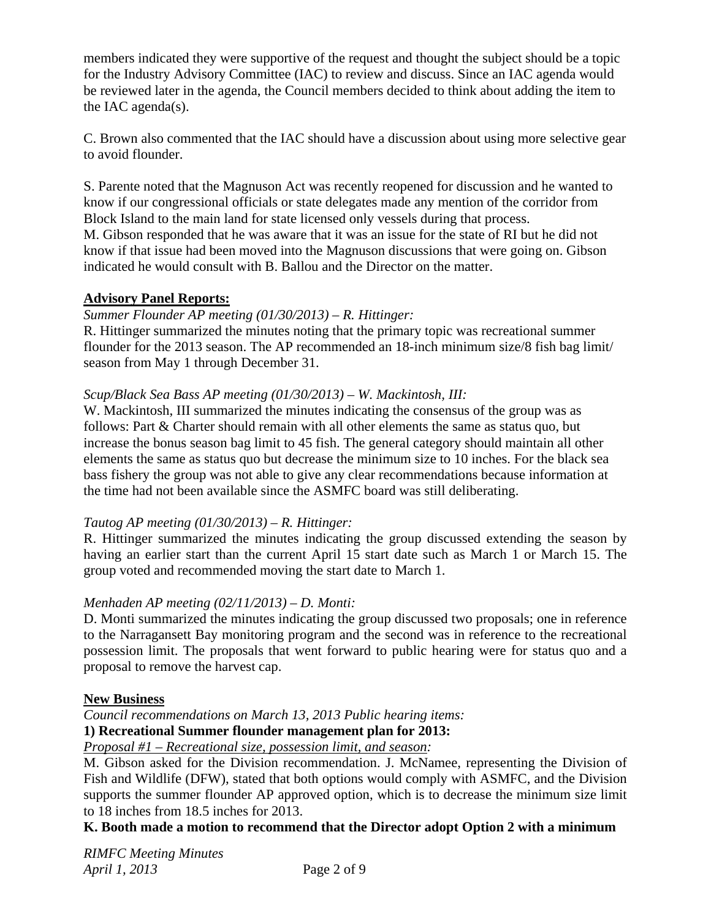members indicated they were supportive of the request and thought the subject should be a topic for the Industry Advisory Committee (IAC) to review and discuss. Since an IAC agenda would be reviewed later in the agenda, the Council members decided to think about adding the item to the IAC agenda(s).

C. Brown also commented that the IAC should have a discussion about using more selective gear to avoid flounder.

S. Parente noted that the Magnuson Act was recently reopened for discussion and he wanted to know if our congressional officials or state delegates made any mention of the corridor from Block Island to the main land for state licensed only vessels during that process.
M. Gibson responded that he was aware that it was an issue for the state of RI but he did not know if that issue had been moved into the Magnuson discussions that were going on. Gibson indicated he would consult with B. Ballou and the Director on the matter.

**Advisory Panel Reports:**

*Summer Flounder AP meeting (01/30/2013) – R. Hittinger:*
R. Hittinger summarized the minutes noting that the primary topic was recreational summer flounder for the 2013 season. The AP recommended an 18-inch minimum size/8 fish bag limit/ season from May 1 through December 31.

*Scup/Black Sea Bass AP meeting (01/30/2013) – W. Mackintosh, III:*
W. Mackintosh, III summarized the minutes indicating the consensus of the group was as follows: Part & Charter should remain with all other elements the same as status quo, but increase the bonus season bag limit to 45 fish. The general category should maintain all other elements the same as status quo but decrease the minimum size to 10 inches. For the black sea bass fishery the group was not able to give any clear recommendations because information at the time had not been available since the ASMFC board was still deliberating.

*Tautog AP meeting (01/30/2013) – R. Hittinger:*
R. Hittinger summarized the minutes indicating the group discussed extending the season by having an earlier start than the current April 15 start date such as March 1 or March 15. The group voted and recommended moving the start date to March 1.

*Menhaden AP meeting (02/11/2013) – D. Monti:*
D. Monti summarized the minutes indicating the group discussed two proposals; one in reference to the Narragansett Bay monitoring program and the second was in reference to the recreational possession limit. The proposals that went forward to public hearing were for status quo and a proposal to remove the harvest cap.

**New Business**

*Council recommendations on March 13, 2013 Public hearing items:*

**1) Recreational Summer flounder management plan for 2013:**

*Proposal #1 – Recreational size, possession limit, and season:*
M. Gibson asked for the Division recommendation. J. McNamee, representing the Division of Fish and Wildlife (DFW), stated that both options would comply with ASMFC, and the Division supports the summer flounder AP approved option, which is to decrease the minimum size limit to 18 inches from 18.5 inches for 2013.

**K. Booth made a motion to recommend that the Director adopt Option 2 with a minimum**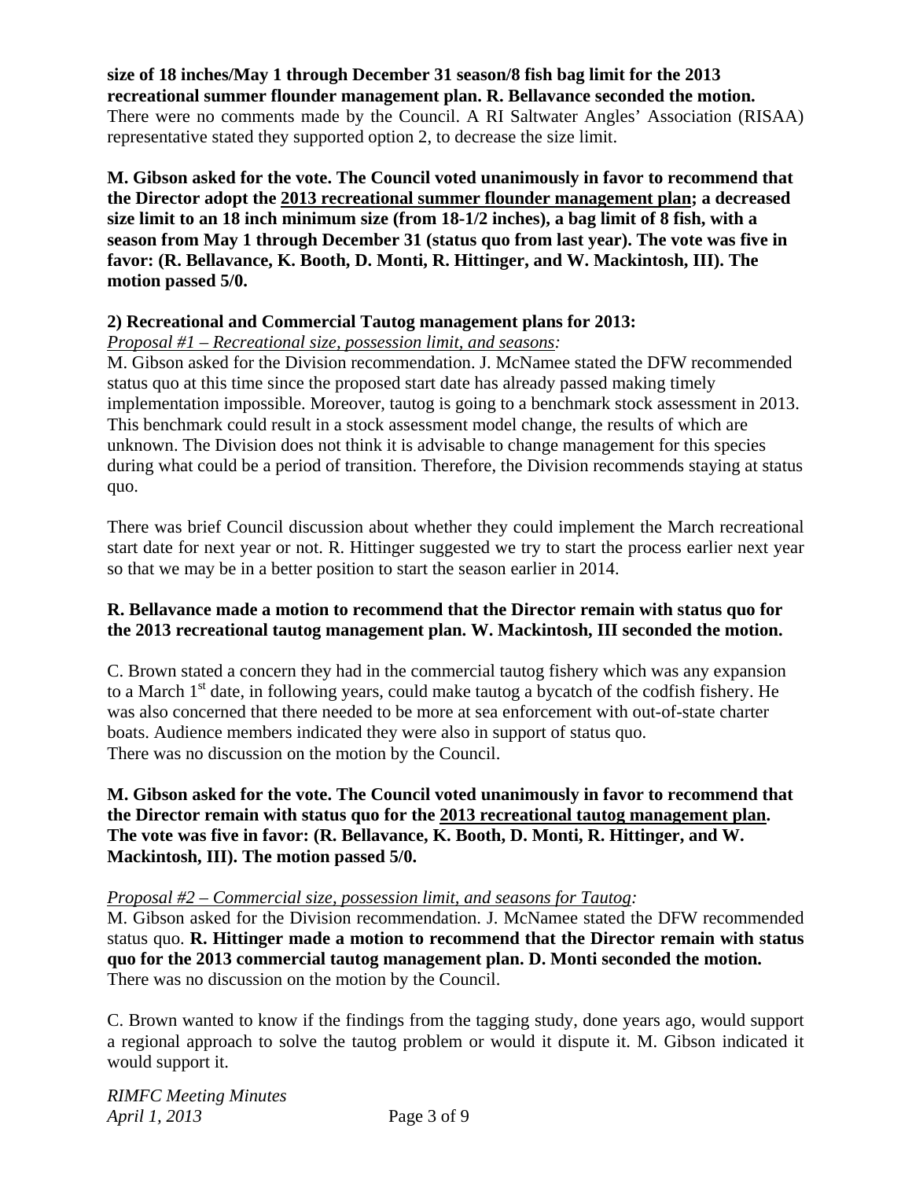**size of 18 inches/May 1 through December 31 season/8 fish bag limit for the 2013 recreational summer flounder management plan. R. Bellavance seconded the motion.** There were no comments made by the Council. A RI Saltwater Angles' Association (RISAA) representative stated they supported option 2, to decrease the size limit.

**M. Gibson asked for the vote. The Council voted unanimously in favor to recommend that the Director adopt the <u>2013 recreational summer flounder management plan</u>; a decreased size limit to an 18 inch minimum size (from 18-1/2 inches), a bag limit of 8 fish, with a season from May 1 through December 31 (status quo from last year). The vote was five in favor: (R. Bellavance, K. Booth, D. Monti, R. Hittinger, and W. Mackintosh, III). The motion passed 5/0.**

**2) Recreational and Commercial Tautog management plans for 2013:**

*<u>Proposal #1 – Recreational size, possession limit, and seasons</u>:*

M. Gibson asked for the Division recommendation. J. McNamee stated the DFW recommended status quo at this time since the proposed start date has already passed making timely implementation impossible. Moreover, tautog is going to a benchmark stock assessment in 2013. This benchmark could result in a stock assessment model change, the results of which are unknown. The Division does not think it is advisable to change management for this species during what could be a period of transition. Therefore, the Division recommends staying at status quo.

There was brief Council discussion about whether they could implement the March recreational start date for next year or not. R. Hittinger suggested we try to start the process earlier next year so that we may be in a better position to start the season earlier in 2014.

**R. Bellavance made a motion to recommend that the Director remain with status quo for the 2013 recreational tautog management plan. W. Mackintosh, III seconded the motion.**

C. Brown stated a concern they had in the commercial tautog fishery which was any expansion to a March 1st date, in following years, could make tautog a bycatch of the codfish fishery. He was also concerned that there needed to be more at sea enforcement with out-of-state charter boats. Audience members indicated they were also in support of status quo. There was no discussion on the motion by the Council.

**M. Gibson asked for the vote. The Council voted unanimously in favor to recommend that the Director remain with status quo for the <u>2013 recreational tautog management plan</u>. The vote was five in favor: (R. Bellavance, K. Booth, D. Monti, R. Hittinger, and W. Mackintosh, III). The motion passed 5/0.**

*<u>Proposal #2 – Commercial size, possession limit, and seasons for Tautog</u>:*

M. Gibson asked for the Division recommendation. J. McNamee stated the DFW recommended status quo. **R. Hittinger made a motion to recommend that the Director remain with status quo for the 2013 commercial tautog management plan. D. Monti seconded the motion.** There was no discussion on the motion by the Council.

C. Brown wanted to know if the findings from the tagging study, done years ago, would support a regional approach to solve the tautog problem or would it dispute it. M. Gibson indicated it would support it.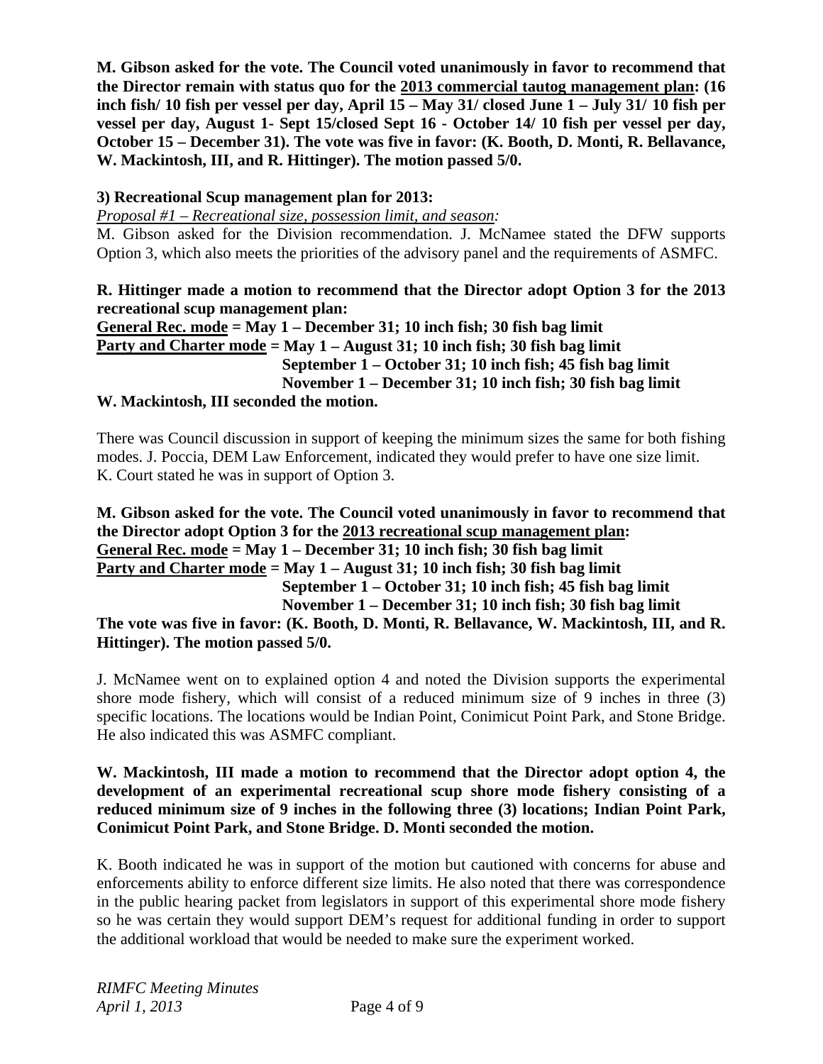**M. Gibson asked for the vote. The Council voted unanimously in favor to recommend that the Director remain with status quo for the 2013 commercial tautog management plan: (16 inch fish/ 10 fish per vessel per day, April 15 – May 31/ closed June 1 – July 31/ 10 fish per vessel per day, August 1- Sept 15/closed Sept 16 - October 14/ 10 fish per vessel per day, October 15 – December 31). The vote was five in favor: (K. Booth, D. Monti, R. Bellavance, W. Mackintosh, III, and R. Hittinger). The motion passed 5/0.**

**3) Recreational Scup management plan for 2013:**

*Proposal #1 – Recreational size, possession limit, and season:*

M. Gibson asked for the Division recommendation. J. McNamee stated the DFW supports Option 3, which also meets the priorities of the advisory panel and the requirements of ASMFC.

**R. Hittinger made a motion to recommend that the Director adopt Option 3 for the 2013 recreational scup management plan:**
**General Rec. mode = May 1 – December 31; 10 inch fish; 30 fish bag limit**
**Party and Charter mode = May 1 – August 31; 10 inch fish; 30 fish bag limit**
**September 1 – October 31; 10 inch fish; 45 fish bag limit**
**November 1 – December 31; 10 inch fish; 30 fish bag limit**
**W. Mackintosh, III seconded the motion.**

There was Council discussion in support of keeping the minimum sizes the same for both fishing modes. J. Poccia, DEM Law Enforcement, indicated they would prefer to have one size limit. K. Court stated he was in support of Option 3.

**M. Gibson asked for the vote. The Council voted unanimously in favor to recommend that the Director adopt Option 3 for the 2013 recreational scup management plan:**
**General Rec. mode = May 1 – December 31; 10 inch fish; 30 fish bag limit**
**Party and Charter mode = May 1 – August 31; 10 inch fish; 30 fish bag limit**
**September 1 – October 31; 10 inch fish; 45 fish bag limit**
**November 1 – December 31; 10 inch fish; 30 fish bag limit**
**The vote was five in favor: (K. Booth, D. Monti, R. Bellavance, W. Mackintosh, III, and R. Hittinger). The motion passed 5/0.**

J. McNamee went on to explained option 4 and noted the Division supports the experimental shore mode fishery, which will consist of a reduced minimum size of 9 inches in three (3) specific locations. The locations would be Indian Point, Conimicut Point Park, and Stone Bridge. He also indicated this was ASMFC compliant.

**W. Mackintosh, III made a motion to recommend that the Director adopt option 4, the development of an experimental recreational scup shore mode fishery consisting of a reduced minimum size of 9 inches in the following three (3) locations; Indian Point Park, Conimicut Point Park, and Stone Bridge. D. Monti seconded the motion.**

K. Booth indicated he was in support of the motion but cautioned with concerns for abuse and enforcements ability to enforce different size limits. He also noted that there was correspondence in the public hearing packet from legislators in support of this experimental shore mode fishery so he was certain they would support DEM's request for additional funding in order to support the additional workload that would be needed to make sure the experiment worked.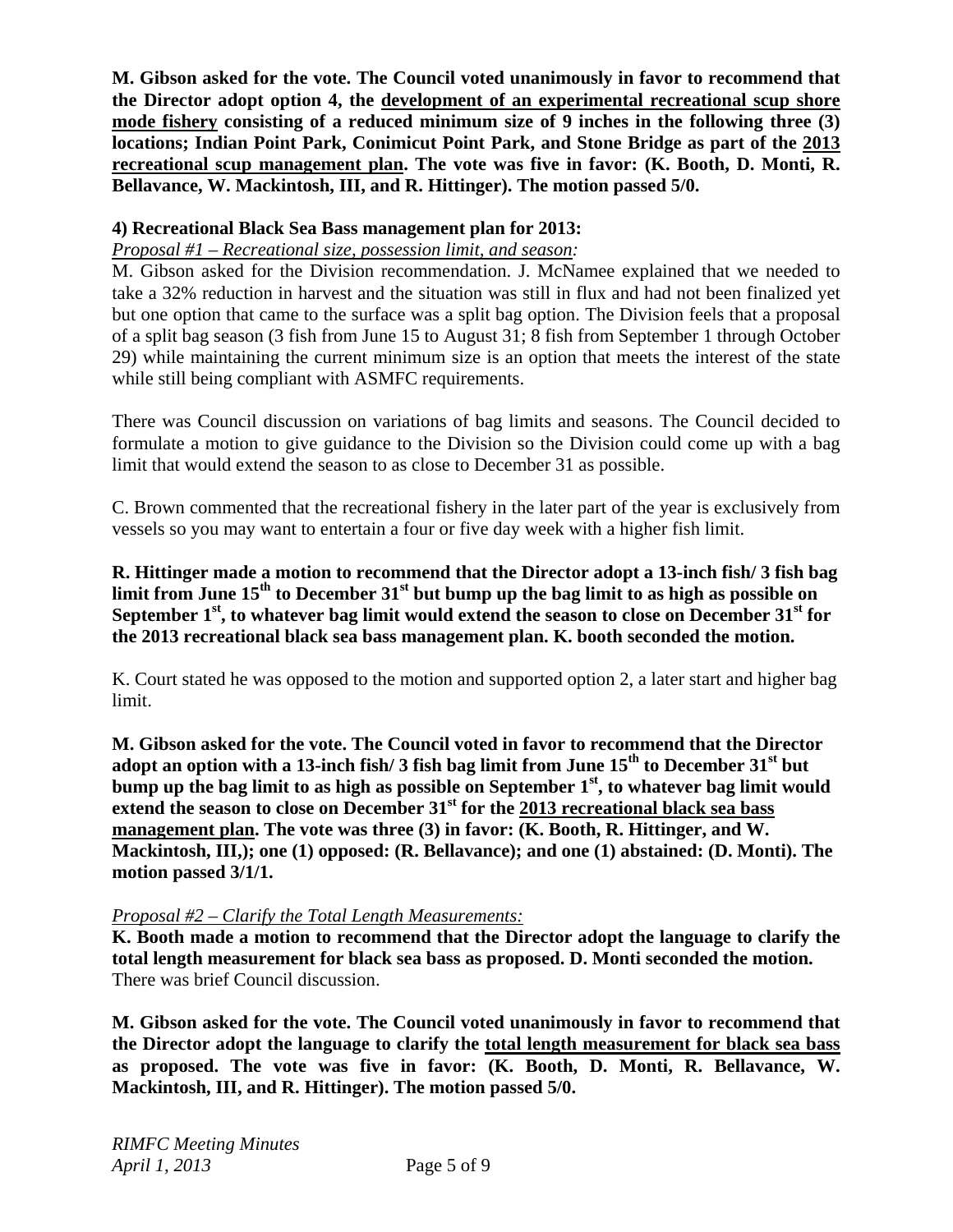**M. Gibson asked for the vote. The Council voted unanimously in favor to recommend that the Director adopt option 4, the development of an experimental recreational scup shore mode fishery consisting of a reduced minimum size of 9 inches in the following three (3) locations; Indian Point Park, Conimicut Point Park, and Stone Bridge as part of the 2013 recreational scup management plan. The vote was five in favor: (K. Booth, D. Monti, R. Bellavance, W. Mackintosh, III, and R. Hittinger). The motion passed 5/0.**

### 4) Recreational Black Sea Bass management plan for 2013:

*Proposal #1 – Recreational size, possession limit, and season:*

M. Gibson asked for the Division recommendation. J. McNamee explained that we needed to take a 32% reduction in harvest and the situation was still in flux and had not been finalized yet but one option that came to the surface was a split bag option. The Division feels that a proposal of a split bag season (3 fish from June 15 to August 31; 8 fish from September 1 through October 29) while maintaining the current minimum size is an option that meets the interest of the state while still being compliant with ASMFC requirements.

There was Council discussion on variations of bag limits and seasons. The Council decided to formulate a motion to give guidance to the Division so the Division could come up with a bag limit that would extend the season to as close to December 31 as possible.

C. Brown commented that the recreational fishery in the later part of the year is exclusively from vessels so you may want to entertain a four or five day week with a higher fish limit.

**R. Hittinger made a motion to recommend that the Director adopt a 13-inch fish/ 3 fish bag limit from June 15th to December 31st but bump up the bag limit to as high as possible on September 1st, to whatever bag limit would extend the season to close on December 31st for the 2013 recreational black sea bass management plan. K. booth seconded the motion.**

K. Court stated he was opposed to the motion and supported option 2, a later start and higher bag limit.

**M. Gibson asked for the vote. The Council voted in favor to recommend that the Director adopt an option with a 13-inch fish/ 3 fish bag limit from June 15th to December 31st but bump up the bag limit to as high as possible on September 1st, to whatever bag limit would extend the season to close on December 31st for the 2013 recreational black sea bass management plan. The vote was three (3) in favor: (K. Booth, R. Hittinger, and W. Mackintosh, III,); one (1) opposed: (R. Bellavance); and one (1) abstained: (D. Monti). The motion passed 3/1/1.**

*Proposal #2 – Clarify the Total Length Measurements:*

**K. Booth made a motion to recommend that the Director adopt the language to clarify the total length measurement for black sea bass as proposed. D. Monti seconded the motion.** There was brief Council discussion.

**M. Gibson asked for the vote. The Council voted unanimously in favor to recommend that the Director adopt the language to clarify the total length measurement for black sea bass as proposed. The vote was five in favor: (K. Booth, D. Monti, R. Bellavance, W. Mackintosh, III, and R. Hittinger). The motion passed 5/0.**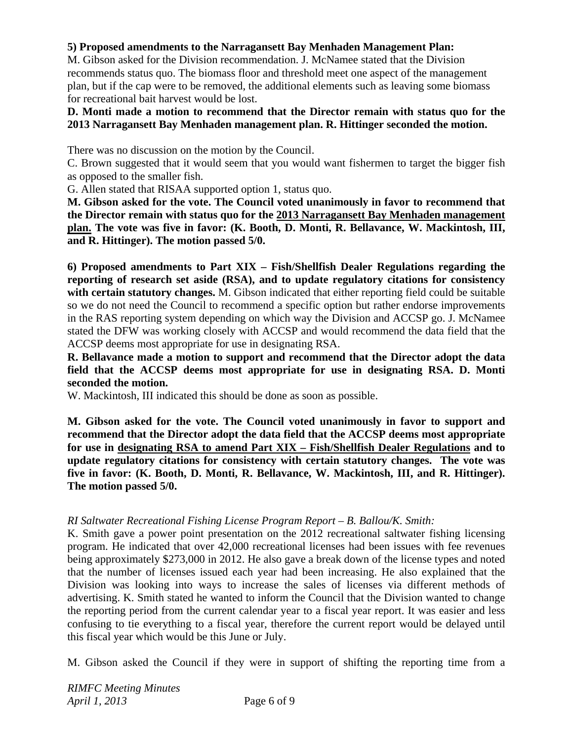**5) Proposed amendments to the Narragansett Bay Menhaden Management Plan:**
M. Gibson asked for the Division recommendation. J. McNamee stated that the Division recommends status quo. The biomass floor and threshold meet one aspect of the management plan, but if the cap were to be removed, the additional elements such as leaving some biomass for recreational bait harvest would be lost.

**D. Monti made a motion to recommend that the Director remain with status quo for the 2013 Narragansett Bay Menhaden management plan. R. Hittinger seconded the motion.**

There was no discussion on the motion by the Council.

C. Brown suggested that it would seem that you would want fishermen to target the bigger fish as opposed to the smaller fish.

G. Allen stated that RISAA supported option 1, status quo.

**M. Gibson asked for the vote. The Council voted unanimously in favor to recommend that the Director remain with status quo for the <u>2013 Narragansett Bay Menhaden management plan.</u> The vote was five in favor: (K. Booth, D. Monti, R. Bellavance, W. Mackintosh, III, and R. Hittinger). The motion passed 5/0.**

**6) Proposed amendments to Part XIX – Fish/Shellfish Dealer Regulations regarding the reporting of research set aside (RSA), and to update regulatory citations for consistency with certain statutory changes.** M. Gibson indicated that either reporting field could be suitable so we do not need the Council to recommend a specific option but rather endorse improvements in the RAS reporting system depending on which way the Division and ACCSP go. J. McNamee stated the DFW was working closely with ACCSP and would recommend the data field that the ACCSP deems most appropriate for use in designating RSA.

**R. Bellavance made a motion to support and recommend that the Director adopt the data field that the ACCSP deems most appropriate for use in designating RSA. D. Monti seconded the motion.**

W. Mackintosh, III indicated this should be done as soon as possible.

**M. Gibson asked for the vote. The Council voted unanimously in favor to support and recommend that the Director adopt the data field that the ACCSP deems most appropriate for use in <u>designating RSA to amend Part XIX – Fish/Shellfish Dealer Regulations</u> and to update regulatory citations for consistency with certain statutory changes. The vote was five in favor: (K. Booth, D. Monti, R. Bellavance, W. Mackintosh, III, and R. Hittinger). The motion passed 5/0.**

*RI Saltwater Recreational Fishing License Program Report – B. Ballou/K. Smith:*

K. Smith gave a power point presentation on the 2012 recreational saltwater fishing licensing program. He indicated that over 42,000 recreational licenses had been issues with fee revenues being approximately $273,000 in 2012. He also gave a break down of the license types and noted that the number of licenses issued each year had been increasing. He also explained that the Division was looking into ways to increase the sales of licenses via different methods of advertising. K. Smith stated he wanted to inform the Council that the Division wanted to change the reporting period from the current calendar year to a fiscal year report. It was easier and less confusing to tie everything to a fiscal year, therefore the current report would be delayed until this fiscal year which would be this June or July.

M. Gibson asked the Council if they were in support of shifting the reporting time from a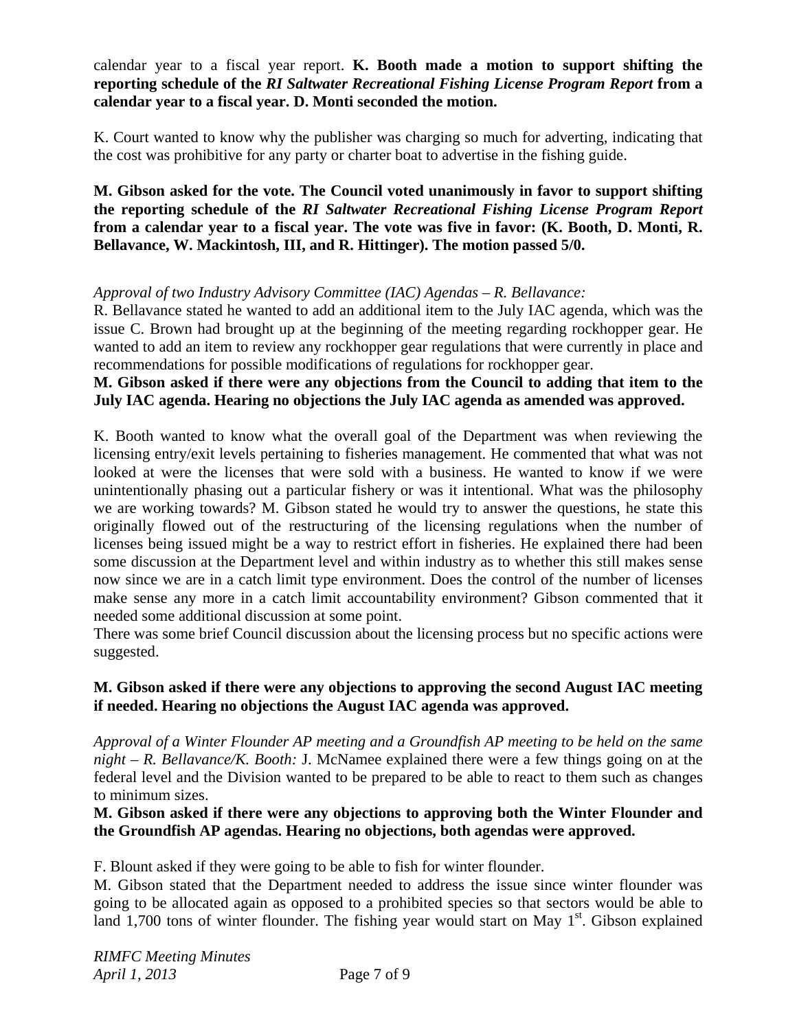calendar year to a fiscal year report. **K. Booth made a motion to support shifting the reporting schedule of the *RI Saltwater Recreational Fishing License Program Report* from a calendar year to a fiscal year. D. Monti seconded the motion.**

K. Court wanted to know why the publisher was charging so much for adverting, indicating that the cost was prohibitive for any party or charter boat to advertise in the fishing guide.

**M. Gibson asked for the vote. The Council voted unanimously in favor to support shifting the reporting schedule of the *RI Saltwater Recreational Fishing License Program Report* from a calendar year to a fiscal year. The vote was five in favor: (K. Booth, D. Monti, R. Bellavance, W. Mackintosh, III, and R. Hittinger). The motion passed 5/0.**

*Approval of two Industry Advisory Committee (IAC) Agendas – R. Bellavance:*
R. Bellavance stated he wanted to add an additional item to the July IAC agenda, which was the issue C. Brown had brought up at the beginning of the meeting regarding rockhopper gear. He wanted to add an item to review any rockhopper gear regulations that were currently in place and recommendations for possible modifications of regulations for rockhopper gear.
**M. Gibson asked if there were any objections from the Council to adding that item to the July IAC agenda. Hearing no objections the July IAC agenda as amended was approved.**

K. Booth wanted to know what the overall goal of the Department was when reviewing the licensing entry/exit levels pertaining to fisheries management. He commented that what was not looked at were the licenses that were sold with a business. He wanted to know if we were unintentionally phasing out a particular fishery or was it intentional. What was the philosophy we are working towards? M. Gibson stated he would try to answer the questions, he state this originally flowed out of the restructuring of the licensing regulations when the number of licenses being issued might be a way to restrict effort in fisheries. He explained there had been some discussion at the Department level and within industry as to whether this still makes sense now since we are in a catch limit type environment. Does the control of the number of licenses make sense any more in a catch limit accountability environment? Gibson commented that it needed some additional discussion at some point.
There was some brief Council discussion about the licensing process but no specific actions were suggested.

**M. Gibson asked if there were any objections to approving the second August IAC meeting if needed. Hearing no objections the August IAC agenda was approved.**

*Approval of a Winter Flounder AP meeting and a Groundfish AP meeting to be held on the same night – R. Bellavance/K. Booth:* J. McNamee explained there were a few things going on at the federal level and the Division wanted to be prepared to be able to react to them such as changes to minimum sizes.
**M. Gibson asked if there were any objections to approving both the Winter Flounder and the Groundfish AP agendas. Hearing no objections, both agendas were approved.**

F. Blount asked if they were going to be able to fish for winter flounder.
M. Gibson stated that the Department needed to address the issue since winter flounder was going to be allocated again as opposed to a prohibited species so that sectors would be able to land 1,700 tons of winter flounder. The fishing year would start on May 1st. Gibson explained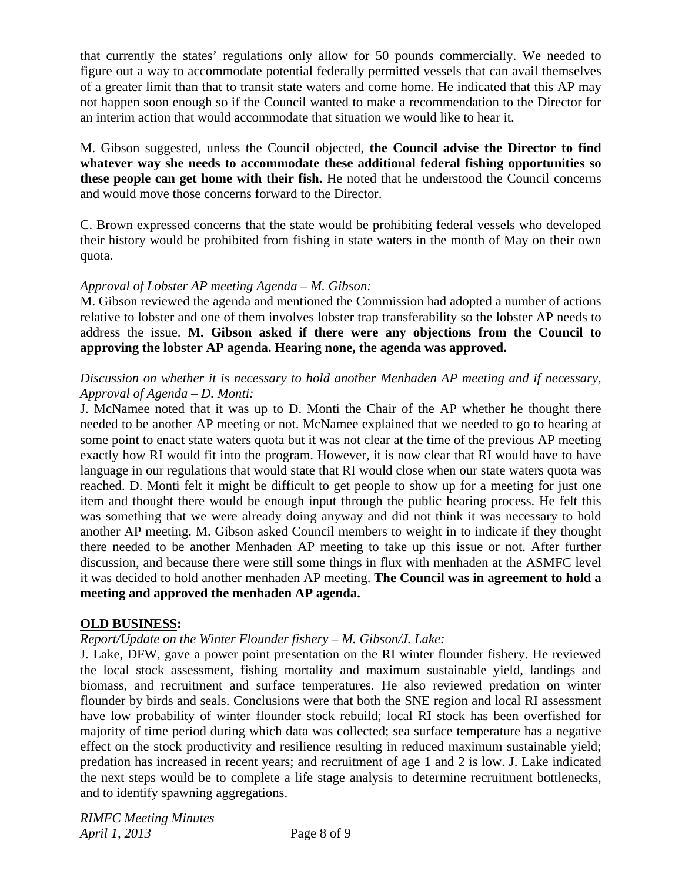that currently the states' regulations only allow for 50 pounds commercially. We needed to figure out a way to accommodate potential federally permitted vessels that can avail themselves of a greater limit than that to transit state waters and come home. He indicated that this AP may not happen soon enough so if the Council wanted to make a recommendation to the Director for an interim action that would accommodate that situation we would like to hear it.

M. Gibson suggested, unless the Council objected, **the Council advise the Director to find whatever way she needs to accommodate these additional federal fishing opportunities so these people can get home with their fish.** He noted that he understood the Council concerns and would move those concerns forward to the Director.

C. Brown expressed concerns that the state would be prohibiting federal vessels who developed their history would be prohibited from fishing in state waters in the month of May on their own quota.

*Approval of Lobster AP meeting Agenda – M. Gibson:*
M. Gibson reviewed the agenda and mentioned the Commission had adopted a number of actions relative to lobster and one of them involves lobster trap transferability so the lobster AP needs to address the issue. **M. Gibson asked if there were any objections from the Council to approving the lobster AP agenda. Hearing none, the agenda was approved.**

*Discussion on whether it is necessary to hold another Menhaden AP meeting and if necessary, Approval of Agenda – D. Monti:*
J. McNamee noted that it was up to D. Monti the Chair of the AP whether he thought there needed to be another AP meeting or not. McNamee explained that we needed to go to hearing at some point to enact state waters quota but it was not clear at the time of the previous AP meeting exactly how RI would fit into the program. However, it is now clear that RI would have to have language in our regulations that would state that RI would close when our state waters quota was reached. D. Monti felt it might be difficult to get people to show up for a meeting for just one item and thought there would be enough input through the public hearing process. He felt this was something that we were already doing anyway and did not think it was necessary to hold another AP meeting. M. Gibson asked Council members to weight in to indicate if they thought there needed to be another Menhaden AP meeting to take up this issue or not. After further discussion, and because there were still some things in flux with menhaden at the ASMFC level it was decided to hold another menhaden AP meeting. **The Council was in agreement to hold a meeting and approved the menhaden AP agenda.**

## OLD BUSINESS:

*Report/Update on the Winter Flounder fishery – M. Gibson/J. Lake:*
J. Lake, DFW, gave a power point presentation on the RI winter flounder fishery. He reviewed the local stock assessment, fishing mortality and maximum sustainable yield, landings and biomass, and recruitment and surface temperatures. He also reviewed predation on winter flounder by birds and seals. Conclusions were that both the SNE region and local RI assessment have low probability of winter flounder stock rebuild; local RI stock has been overfished for majority of time period during which data was collected; sea surface temperature has a negative effect on the stock productivity and resilience resulting in reduced maximum sustainable yield; predation has increased in recent years; and recruitment of age 1 and 2 is low. J. Lake indicated the next steps would be to complete a life stage analysis to determine recruitment bottlenecks, and to identify spawning aggregations.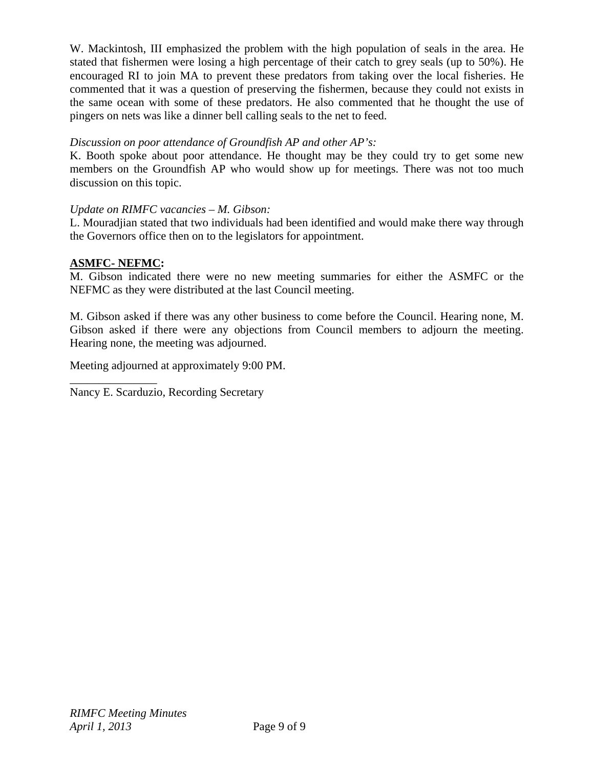W. Mackintosh, III emphasized the problem with the high population of seals in the area. He stated that fishermen were losing a high percentage of their catch to grey seals (up to 50%). He encouraged RI to join MA to prevent these predators from taking over the local fisheries. He commented that it was a question of preserving the fishermen, because they could not exists in the same ocean with some of these predators. He also commented that he thought the use of pingers on nets was like a dinner bell calling seals to the net to feed.

*Discussion on poor attendance of Groundfish AP and other AP's:*
K. Booth spoke about poor attendance. He thought may be they could try to get some new members on the Groundfish AP who would show up for meetings. There was not too much discussion on this topic.

*Update on RIMFC vacancies – M. Gibson:*
L. Mouradjian stated that two individuals had been identified and would make there way through the Governors office then on to the legislators for appointment.

**ASMFC- NEFMC:**
M. Gibson indicated there were no new meeting summaries for either the ASMFC or the NEFMC as they were distributed at the last Council meeting.

M. Gibson asked if there was any other business to come before the Council. Hearing none, M. Gibson asked if there were any objections from Council members to adjourn the meeting. Hearing none, the meeting was adjourned.

Meeting adjourned at approximately 9:00 PM.

_______________
Nancy E. Scarduzio, Recording Secretary